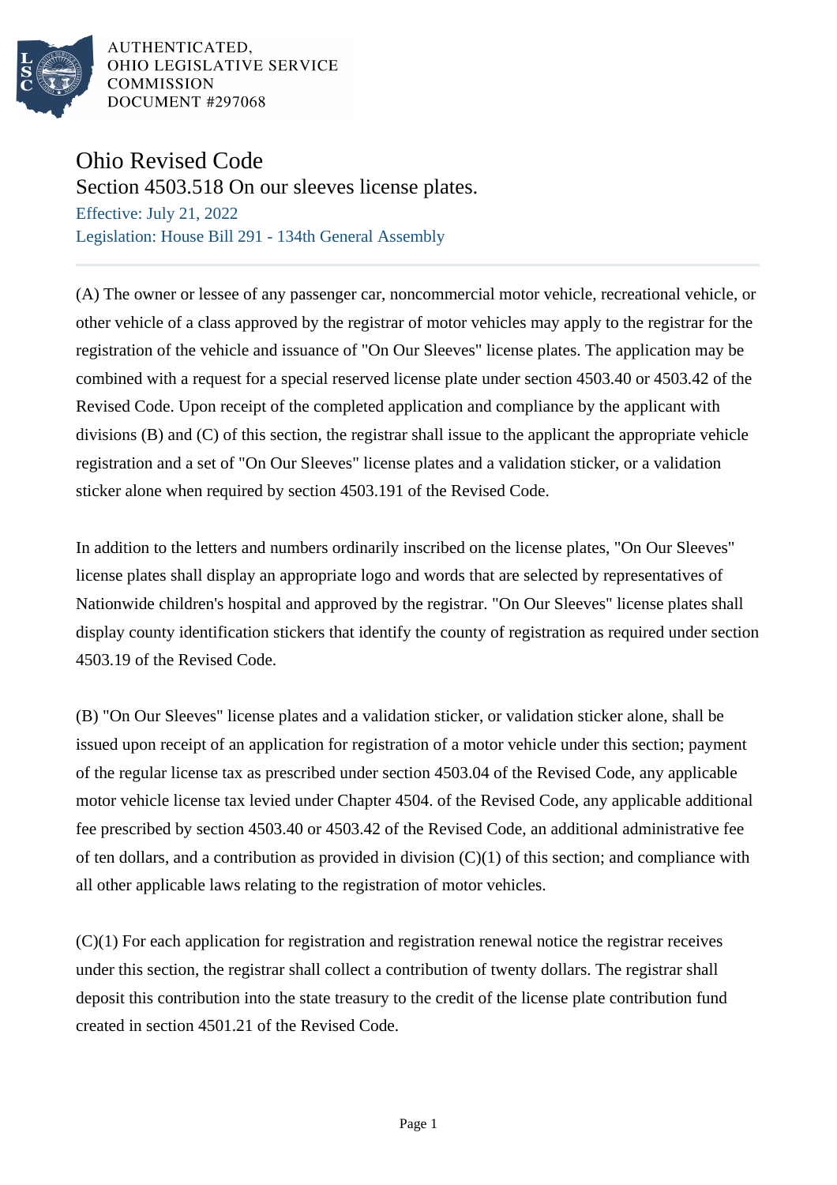AUTHENTICATED,
OHIO LEGISLATIVE SERVICE
COMMISSION
DOCUMENT #297068

# Ohio Revised Code

## Section 4503.518 On our sleeves license plates.

Effective: July 21, 2022

Legislation: House Bill 291 - 134th General Assembly

---

(A) The owner or lessee of any passenger car, noncommercial motor vehicle, recreational vehicle, or other vehicle of a class approved by the registrar of motor vehicles may apply to the registrar for the registration of the vehicle and issuance of "On Our Sleeves" license plates. The application may be combined with a request for a special reserved license plate under section 4503.40 or 4503.42 of the Revised Code. Upon receipt of the completed application and compliance by the applicant with divisions (B) and (C) of this section, the registrar shall issue to the applicant the appropriate vehicle registration and a set of "On Our Sleeves" license plates and a validation sticker, or a validation sticker alone when required by section 4503.191 of the Revised Code.

In addition to the letters and numbers ordinarily inscribed on the license plates, "On Our Sleeves" license plates shall display an appropriate logo and words that are selected by representatives of Nationwide children's hospital and approved by the registrar. "On Our Sleeves" license plates shall display county identification stickers that identify the county of registration as required under section 4503.19 of the Revised Code.

(B) "On Our Sleeves" license plates and a validation sticker, or validation sticker alone, shall be issued upon receipt of an application for registration of a motor vehicle under this section; payment of the regular license tax as prescribed under section 4503.04 of the Revised Code, any applicable motor vehicle license tax levied under Chapter 4504. of the Revised Code, any applicable additional fee prescribed by section 4503.40 or 4503.42 of the Revised Code, an additional administrative fee of ten dollars, and a contribution as provided in division (C)(1) of this section; and compliance with all other applicable laws relating to the registration of motor vehicles.

(C)(1) For each application for registration and registration renewal notice the registrar receives under this section, the registrar shall collect a contribution of twenty dollars. The registrar shall deposit this contribution into the state treasury to the credit of the license plate contribution fund created in section 4501.21 of the Revised Code.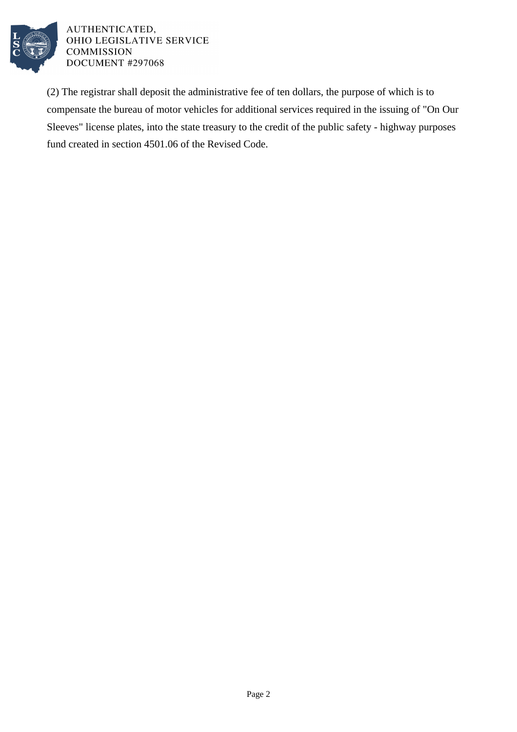(2) The registrar shall deposit the administrative fee of ten dollars, the purpose of which is to compensate the bureau of motor vehicles for additional services required in the issuing of "On Our Sleeves" license plates, into the state treasury to the credit of the public safety - highway purposes fund created in section 4501.06 of the Revised Code.